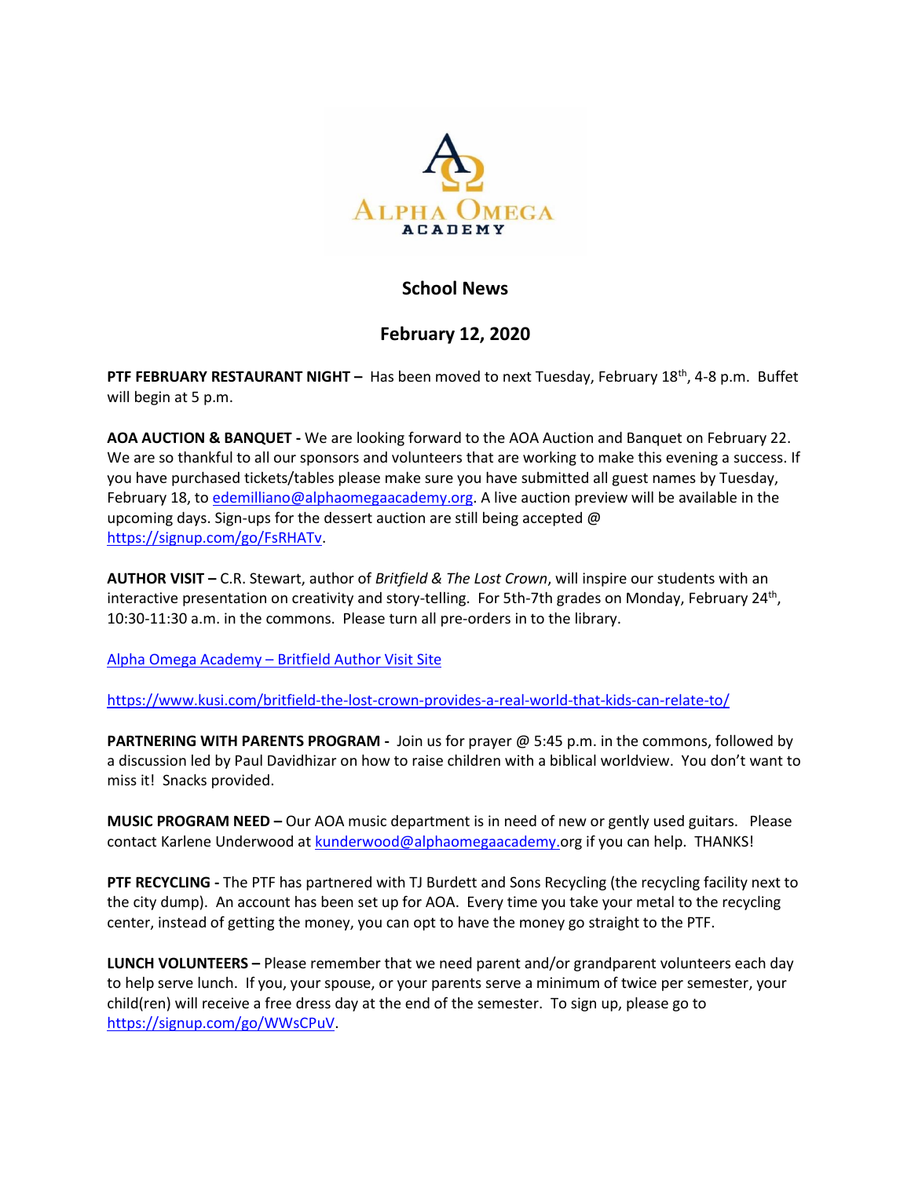ALPHA OMEGA ACADEMY

# School News

## February 12, 2020

**PTF FEBRUARY RESTAURANT NIGHT –** Has been moved to next Tuesday, February 18th, 4-8 p.m. Buffet will begin at 5 p.m.

**AOA AUCTION & BANQUET -** We are looking forward to the AOA Auction and Banquet on February 22. We are so thankful to all our sponsors and volunteers that are working to make this evening a success. If you have purchased tickets/tables please make sure you have submitted all guest names by Tuesday, February 18, to edemilliano@alphaomegaacademy.org. A live auction preview will be available in the upcoming days. Sign-ups for the dessert auction are still being accepted @ https://signup.com/go/FsRHATv.

**AUTHOR VISIT –** C.R. Stewart, author of *Britfield & The Lost Crown*, will inspire our students with an interactive presentation on creativity and story-telling. For 5th-7th grades on Monday, February 24th, 10:30-11:30 a.m. in the commons. Please turn all pre-orders in to the library.

Alpha Omega Academy – Britfield Author Visit Site

https://www.kusi.com/britfield-the-lost-crown-provides-a-real-world-that-kids-can-relate-to/

**PARTNERING WITH PARENTS PROGRAM -** Join us for prayer @ 5:45 p.m. in the commons, followed by a discussion led by Paul Davidhizar on how to raise children with a biblical worldview. You don't want to miss it! Snacks provided.

**MUSIC PROGRAM NEED –** Our AOA music department is in need of new or gently used guitars. Please contact Karlene Underwood at kunderwood@alphaomegaacademy.org if you can help. THANKS!

**PTF RECYCLING -** The PTF has partnered with TJ Burdett and Sons Recycling (the recycling facility next to the city dump). An account has been set up for AOA. Every time you take your metal to the recycling center, instead of getting the money, you can opt to have the money go straight to the PTF.

**LUNCH VOLUNTEERS –** Please remember that we need parent and/or grandparent volunteers each day to help serve lunch. If you, your spouse, or your parents serve a minimum of twice per semester, your child(ren) will receive a free dress day at the end of the semester. To sign up, please go to https://signup.com/go/WWsCPuV.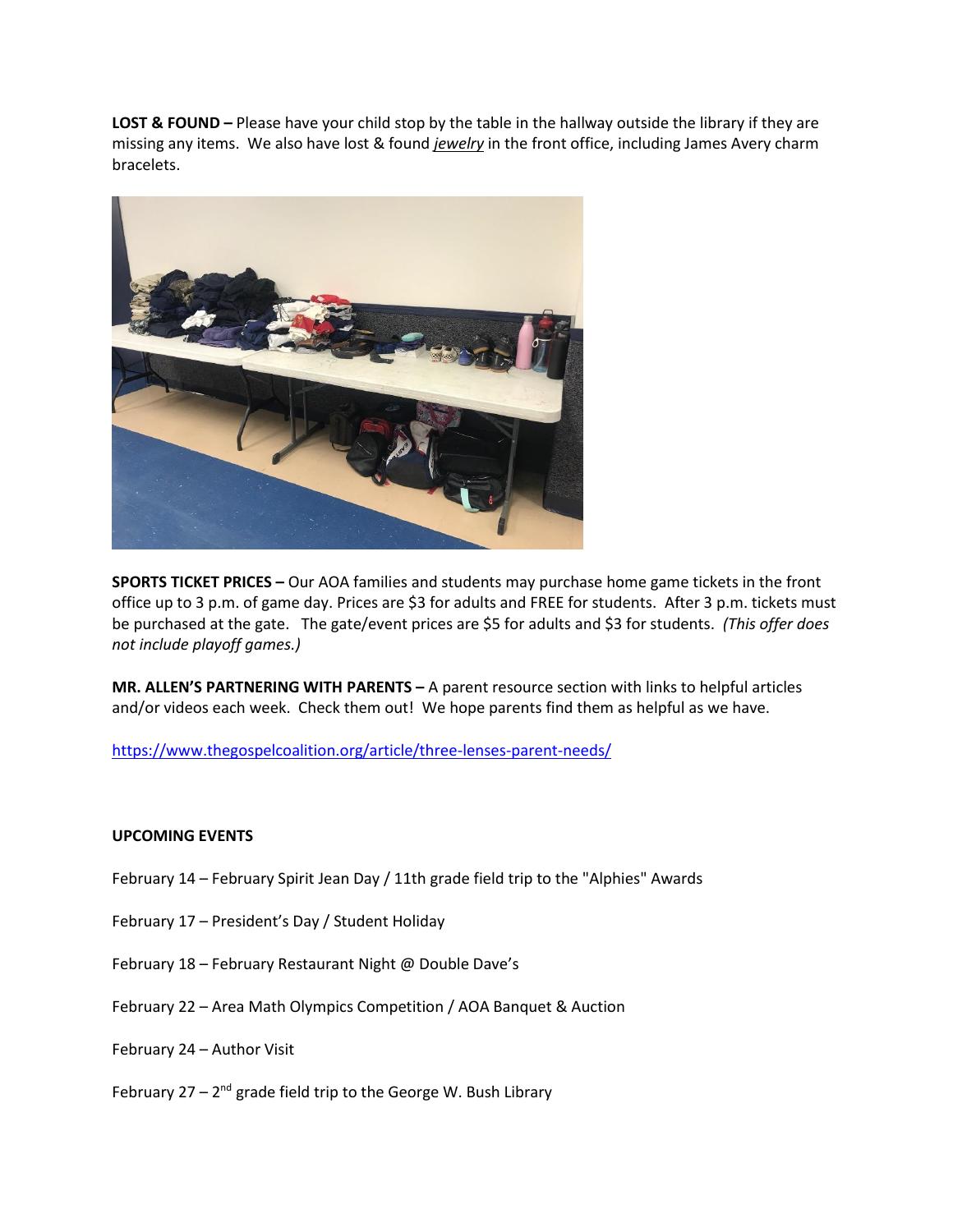**LOST & FOUND –** Please have your child stop by the table in the hallway outside the library if they are missing any items. We also have lost & found ***jewelry*** in the front office, including James Avery charm bracelets.

**SPORTS TICKET PRICES –** Our AOA families and students may purchase home game tickets in the front office up to 3 p.m. of game day. Prices are $3 for adults and FREE for students. After 3 p.m. tickets must be purchased at the gate. The gate/event prices are $5 for adults and $3 for students. *(This offer does not include playoff games.)*

**MR. ALLEN'S PARTNERING WITH PARENTS –** A parent resource section with links to helpful articles and/or videos each week. Check them out! We hope parents find them as helpful as we have.

https://www.thegospelcoalition.org/article/three-lenses-parent-needs/

**UPCOMING EVENTS**

February 14 – February Spirit Jean Day / 11th grade field trip to the "Alphies" Awards

February 17 – President's Day / Student Holiday

February 18 – February Restaurant Night @ Double Dave's

February 22 – Area Math Olympics Competition / AOA Banquet & Auction

February 24 – Author Visit

February 27 – 2nd grade field trip to the George W. Bush Library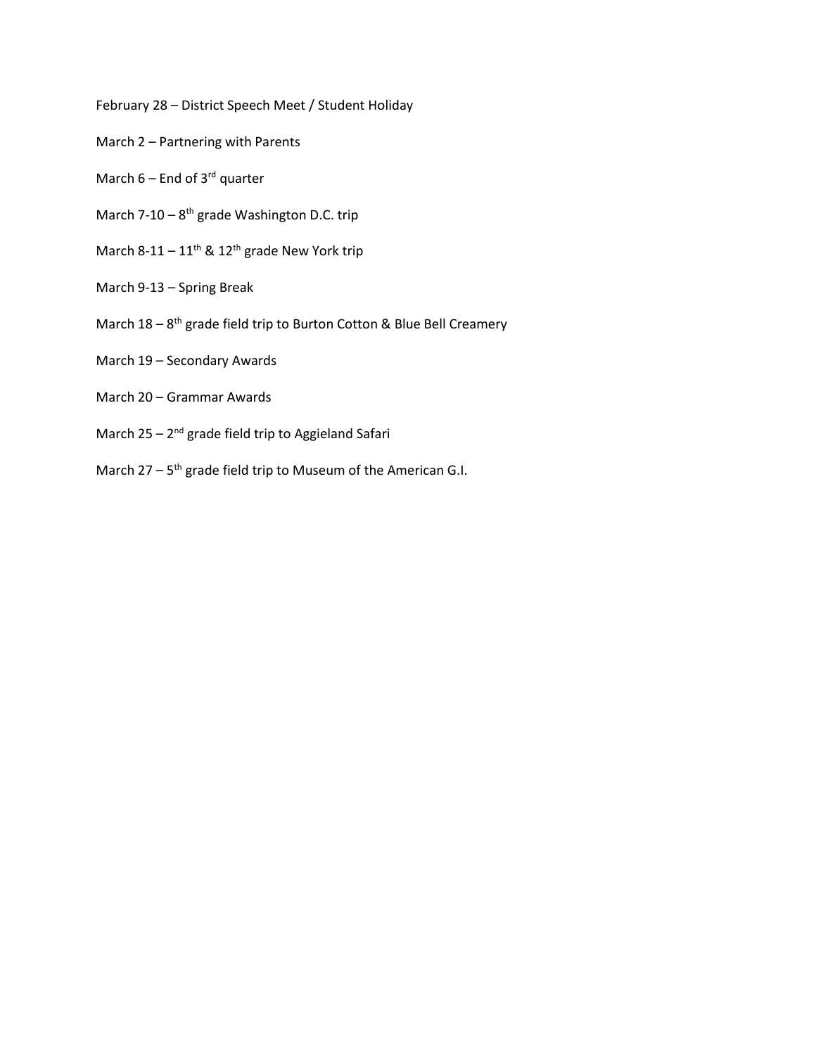February 28 – District Speech Meet / Student Holiday

March 2 – Partnering with Parents

March 6 – End of 3rd quarter

March 7-10 – 8th grade Washington D.C. trip

March 8-11 – 11th & 12th grade New York trip

March 9-13 – Spring Break

March 18 – 8th grade field trip to Burton Cotton & Blue Bell Creamery

March 19 – Secondary Awards

March 20 – Grammar Awards

March 25 – 2nd grade field trip to Aggieland Safari

March 27 – 5th grade field trip to Museum of the American G.I.